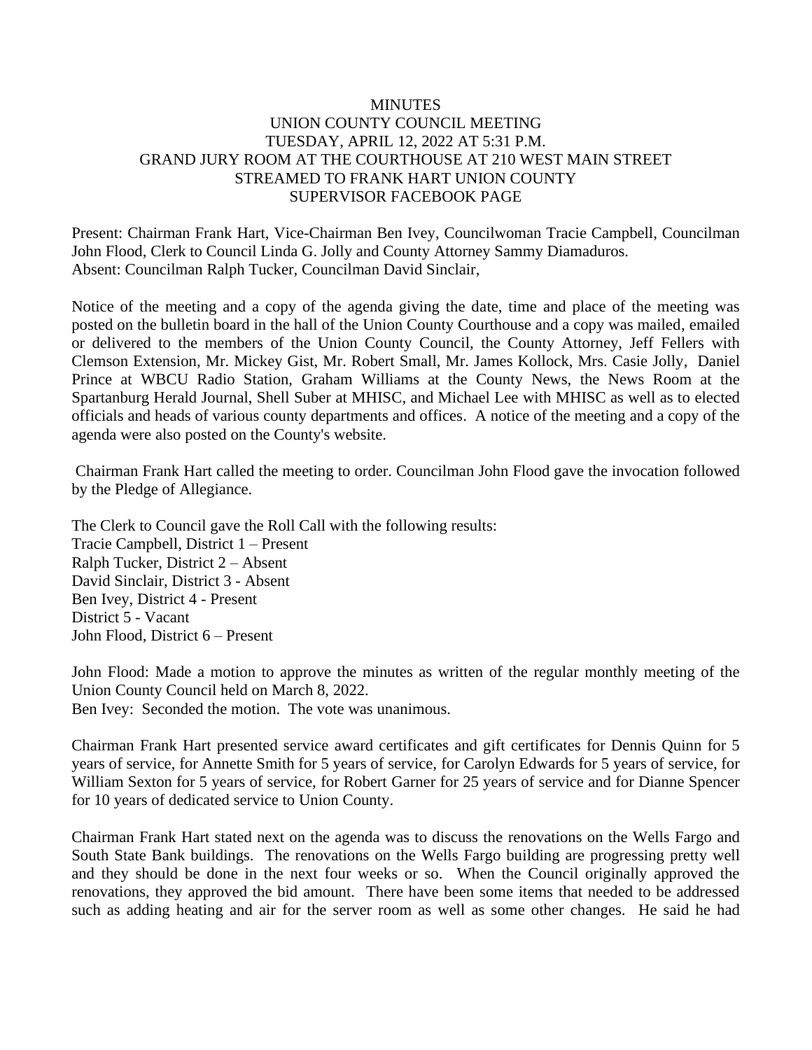MINUTES
UNION COUNTY COUNCIL MEETING
TUESDAY, APRIL 12, 2022 AT 5:31 P.M.
GRAND JURY ROOM AT THE COURTHOUSE AT 210 WEST MAIN STREET
STREAMED TO FRANK HART UNION COUNTY
SUPERVISOR FACEBOOK PAGE

Present: Chairman Frank Hart, Vice-Chairman Ben Ivey, Councilwoman Tracie Campbell, Councilman John Flood, Clerk to Council Linda G. Jolly and County Attorney Sammy Diamaduros.
Absent: Councilman Ralph Tucker, Councilman David Sinclair,

Notice of the meeting and a copy of the agenda giving the date, time and place of the meeting was posted on the bulletin board in the hall of the Union County Courthouse and a copy was mailed, emailed or delivered to the members of the Union County Council, the County Attorney, Jeff Fellers with Clemson Extension, Mr. Mickey Gist, Mr. Robert Small, Mr. James Kollock, Mrs. Casie Jolly, Daniel Prince at WBCU Radio Station, Graham Williams at the County News, the News Room at the Spartanburg Herald Journal, Shell Suber at MHISC, and Michael Lee with MHISC as well as to elected officials and heads of various county departments and offices. A notice of the meeting and a copy of the agenda were also posted on the County's website.

Chairman Frank Hart called the meeting to order. Councilman John Flood gave the invocation followed by the Pledge of Allegiance.

The Clerk to Council gave the Roll Call with the following results:
Tracie Campbell, District 1 – Present
Ralph Tucker, District 2 – Absent
David Sinclair, District 3 - Absent
Ben Ivey, District 4 - Present
District 5 - Vacant
John Flood, District 6 – Present

John Flood: Made a motion to approve the minutes as written of the regular monthly meeting of the Union County Council held on March 8, 2022.
Ben Ivey: Seconded the motion. The vote was unanimous.

Chairman Frank Hart presented service award certificates and gift certificates for Dennis Quinn for 5 years of service, for Annette Smith for 5 years of service, for Carolyn Edwards for 5 years of service, for William Sexton for 5 years of service, for Robert Garner for 25 years of service and for Dianne Spencer for 10 years of dedicated service to Union County.

Chairman Frank Hart stated next on the agenda was to discuss the renovations on the Wells Fargo and South State Bank buildings. The renovations on the Wells Fargo building are progressing pretty well and they should be done in the next four weeks or so. When the Council originally approved the renovations, they approved the bid amount. There have been some items that needed to be addressed such as adding heating and air for the server room as well as some other changes. He said he had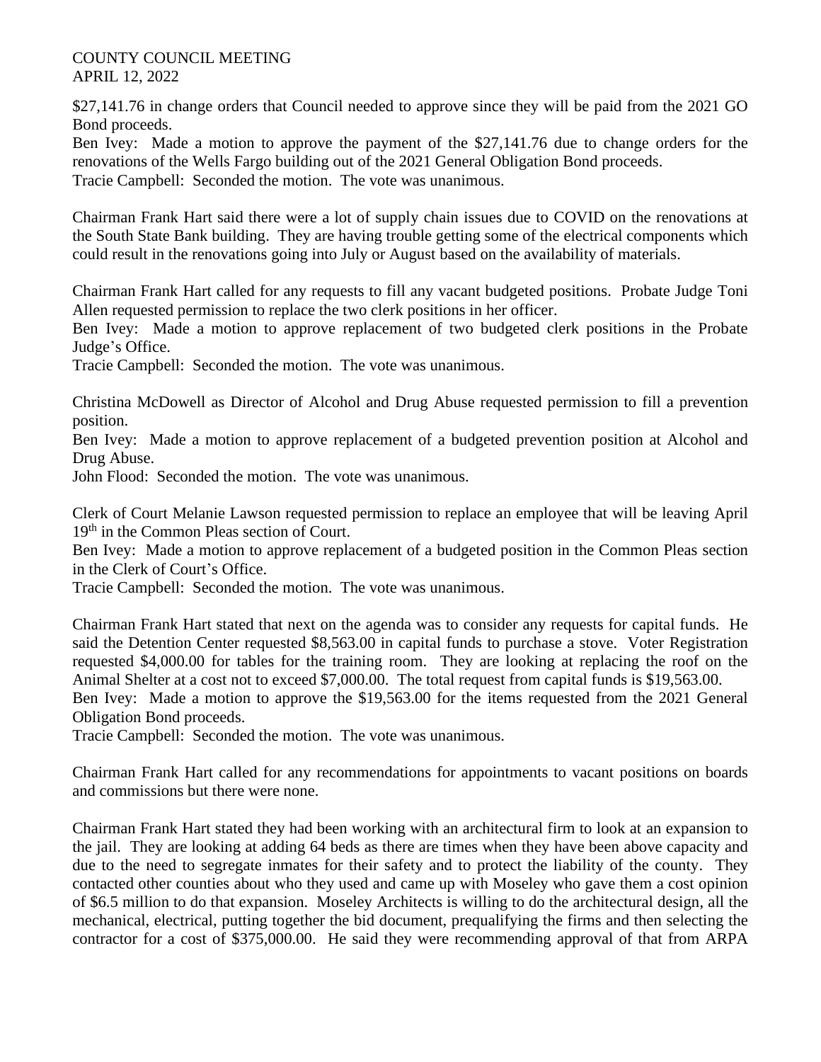$27,141.76 in change orders that Council needed to approve since they will be paid from the 2021 GO Bond proceeds.

Ben Ivey: Made a motion to approve the payment of the $27,141.76 due to change orders for the renovations of the Wells Fargo building out of the 2021 General Obligation Bond proceeds.

Tracie Campbell: Seconded the motion. The vote was unanimous.

Chairman Frank Hart said there were a lot of supply chain issues due to COVID on the renovations at the South State Bank building. They are having trouble getting some of the electrical components which could result in the renovations going into July or August based on the availability of materials.

Chairman Frank Hart called for any requests to fill any vacant budgeted positions. Probate Judge Toni Allen requested permission to replace the two clerk positions in her officer.

Ben Ivey: Made a motion to approve replacement of two budgeted clerk positions in the Probate Judge's Office.

Tracie Campbell: Seconded the motion. The vote was unanimous.

Christina McDowell as Director of Alcohol and Drug Abuse requested permission to fill a prevention position.

Ben Ivey: Made a motion to approve replacement of a budgeted prevention position at Alcohol and Drug Abuse.

John Flood: Seconded the motion. The vote was unanimous.

Clerk of Court Melanie Lawson requested permission to replace an employee that will be leaving April 19th in the Common Pleas section of Court.

Ben Ivey: Made a motion to approve replacement of a budgeted position in the Common Pleas section in the Clerk of Court's Office.

Tracie Campbell: Seconded the motion. The vote was unanimous.

Chairman Frank Hart stated that next on the agenda was to consider any requests for capital funds. He said the Detention Center requested $8,563.00 in capital funds to purchase a stove. Voter Registration requested $4,000.00 for tables for the training room. They are looking at replacing the roof on the Animal Shelter at a cost not to exceed $7,000.00. The total request from capital funds is $19,563.00.

Ben Ivey: Made a motion to approve the $19,563.00 for the items requested from the 2021 General Obligation Bond proceeds.

Tracie Campbell: Seconded the motion. The vote was unanimous.

Chairman Frank Hart called for any recommendations for appointments to vacant positions on boards and commissions but there were none.

Chairman Frank Hart stated they had been working with an architectural firm to look at an expansion to the jail. They are looking at adding 64 beds as there are times when they have been above capacity and due to the need to segregate inmates for their safety and to protect the liability of the county. They contacted other counties about who they used and came up with Moseley who gave them a cost opinion of $6.5 million to do that expansion. Moseley Architects is willing to do the architectural design, all the mechanical, electrical, putting together the bid document, prequalifying the firms and then selecting the contractor for a cost of $375,000.00. He said they were recommending approval of that from ARPA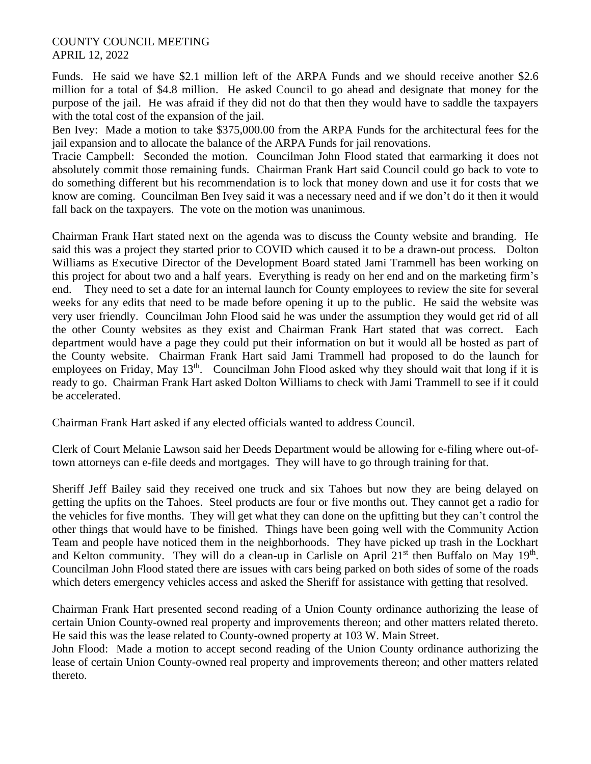Funds. He said we have $2.1 million left of the ARPA Funds and we should receive another $2.6 million for a total of $4.8 million. He asked Council to go ahead and designate that money for the purpose of the jail. He was afraid if they did not do that then they would have to saddle the taxpayers with the total cost of the expansion of the jail.

Ben Ivey: Made a motion to take $375,000.00 from the ARPA Funds for the architectural fees for the jail expansion and to allocate the balance of the ARPA Funds for jail renovations.

Tracie Campbell: Seconded the motion. Councilman John Flood stated that earmarking it does not absolutely commit those remaining funds. Chairman Frank Hart said Council could go back to vote to do something different but his recommendation is to lock that money down and use it for costs that we know are coming. Councilman Ben Ivey said it was a necessary need and if we don't do it then it would fall back on the taxpayers. The vote on the motion was unanimous.

Chairman Frank Hart stated next on the agenda was to discuss the County website and branding. He said this was a project they started prior to COVID which caused it to be a drawn-out process. Dolton Williams as Executive Director of the Development Board stated Jami Trammell has been working on this project for about two and a half years. Everything is ready on her end and on the marketing firm's end. They need to set a date for an internal launch for County employees to review the site for several weeks for any edits that need to be made before opening it up to the public. He said the website was very user friendly. Councilman John Flood said he was under the assumption they would get rid of all the other County websites as they exist and Chairman Frank Hart stated that was correct. Each department would have a page they could put their information on but it would all be hosted as part of the County website. Chairman Frank Hart said Jami Trammell had proposed to do the launch for employees on Friday, May 13th. Councilman John Flood asked why they should wait that long if it is ready to go. Chairman Frank Hart asked Dolton Williams to check with Jami Trammell to see if it could be accelerated.

Chairman Frank Hart asked if any elected officials wanted to address Council.

Clerk of Court Melanie Lawson said her Deeds Department would be allowing for e-filing where out-of-town attorneys can e-file deeds and mortgages. They will have to go through training for that.

Sheriff Jeff Bailey said they received one truck and six Tahoes but now they are being delayed on getting the upfits on the Tahoes. Steel products are four or five months out. They cannot get a radio for the vehicles for five months. They will get what they can done on the upfitting but they can't control the other things that would have to be finished. Things have been going well with the Community Action Team and people have noticed them in the neighborhoods. They have picked up trash in the Lockhart and Kelton community. They will do a clean-up in Carlisle on April 21st then Buffalo on May 19th. Councilman John Flood stated there are issues with cars being parked on both sides of some of the roads which deters emergency vehicles access and asked the Sheriff for assistance with getting that resolved.

Chairman Frank Hart presented second reading of a Union County ordinance authorizing the lease of certain Union County-owned real property and improvements thereon; and other matters related thereto. He said this was the lease related to County-owned property at 103 W. Main Street.

John Flood: Made a motion to accept second reading of the Union County ordinance authorizing the lease of certain Union County-owned real property and improvements thereon; and other matters related thereto.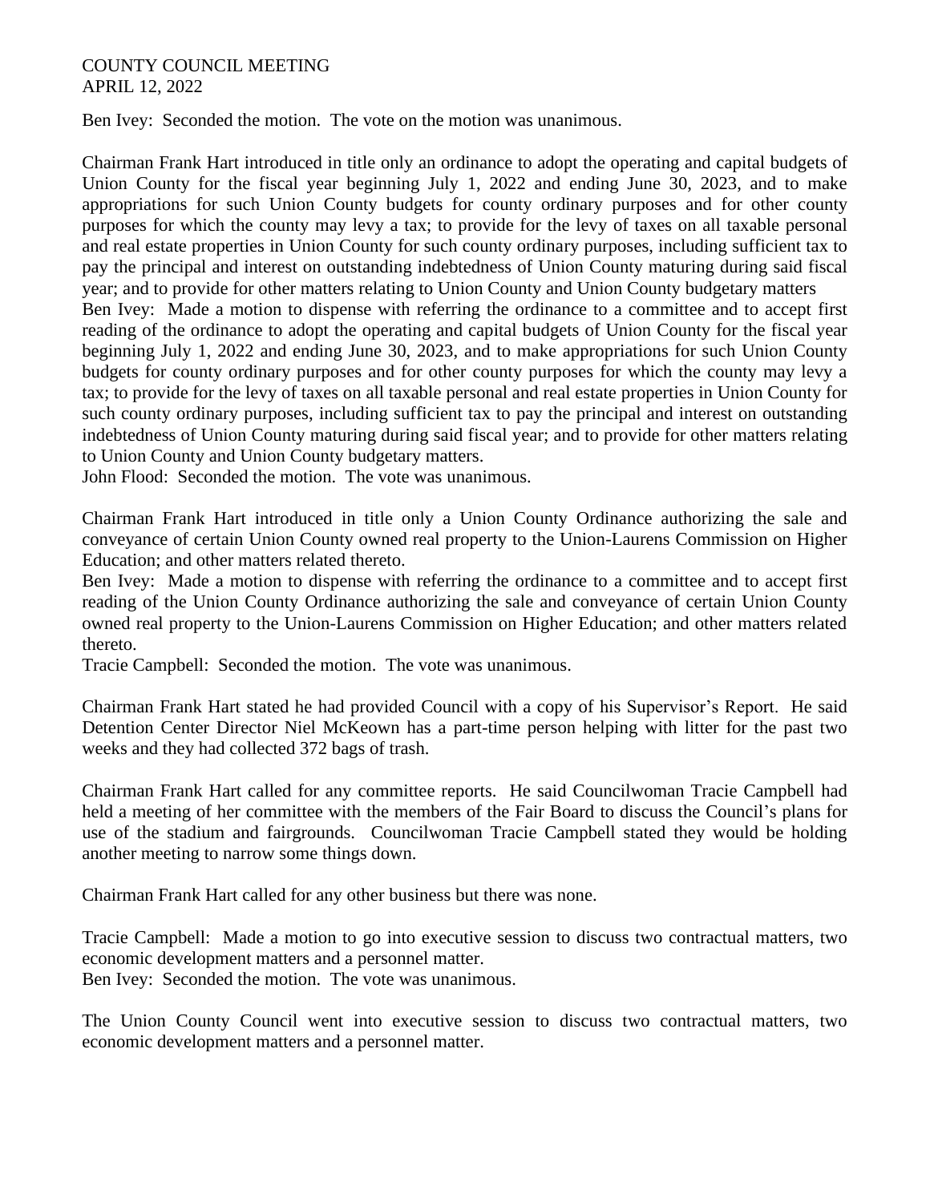Ben Ivey: Seconded the motion. The vote on the motion was unanimous.

Chairman Frank Hart introduced in title only an ordinance to adopt the operating and capital budgets of Union County for the fiscal year beginning July 1, 2022 and ending June 30, 2023, and to make appropriations for such Union County budgets for county ordinary purposes and for other county purposes for which the county may levy a tax; to provide for the levy of taxes on all taxable personal and real estate properties in Union County for such county ordinary purposes, including sufficient tax to pay the principal and interest on outstanding indebtedness of Union County maturing during said fiscal year; and to provide for other matters relating to Union County and Union County budgetary matters

Ben Ivey: Made a motion to dispense with referring the ordinance to a committee and to accept first reading of the ordinance to adopt the operating and capital budgets of Union County for the fiscal year beginning July 1, 2022 and ending June 30, 2023, and to make appropriations for such Union County budgets for county ordinary purposes and for other county purposes for which the county may levy a tax; to provide for the levy of taxes on all taxable personal and real estate properties in Union County for such county ordinary purposes, including sufficient tax to pay the principal and interest on outstanding indebtedness of Union County maturing during said fiscal year; and to provide for other matters relating to Union County and Union County budgetary matters.

John Flood: Seconded the motion. The vote was unanimous.

Chairman Frank Hart introduced in title only a Union County Ordinance authorizing the sale and conveyance of certain Union County owned real property to the Union-Laurens Commission on Higher Education; and other matters related thereto.

Ben Ivey: Made a motion to dispense with referring the ordinance to a committee and to accept first reading of the Union County Ordinance authorizing the sale and conveyance of certain Union County owned real property to the Union-Laurens Commission on Higher Education; and other matters related thereto.

Tracie Campbell: Seconded the motion. The vote was unanimous.

Chairman Frank Hart stated he had provided Council with a copy of his Supervisor's Report. He said Detention Center Director Niel McKeown has a part-time person helping with litter for the past two weeks and they had collected 372 bags of trash.

Chairman Frank Hart called for any committee reports. He said Councilwoman Tracie Campbell had held a meeting of her committee with the members of the Fair Board to discuss the Council's plans for use of the stadium and fairgrounds. Councilwoman Tracie Campbell stated they would be holding another meeting to narrow some things down.

Chairman Frank Hart called for any other business but there was none.

Tracie Campbell: Made a motion to go into executive session to discuss two contractual matters, two economic development matters and a personnel matter.

Ben Ivey: Seconded the motion. The vote was unanimous.

The Union County Council went into executive session to discuss two contractual matters, two economic development matters and a personnel matter.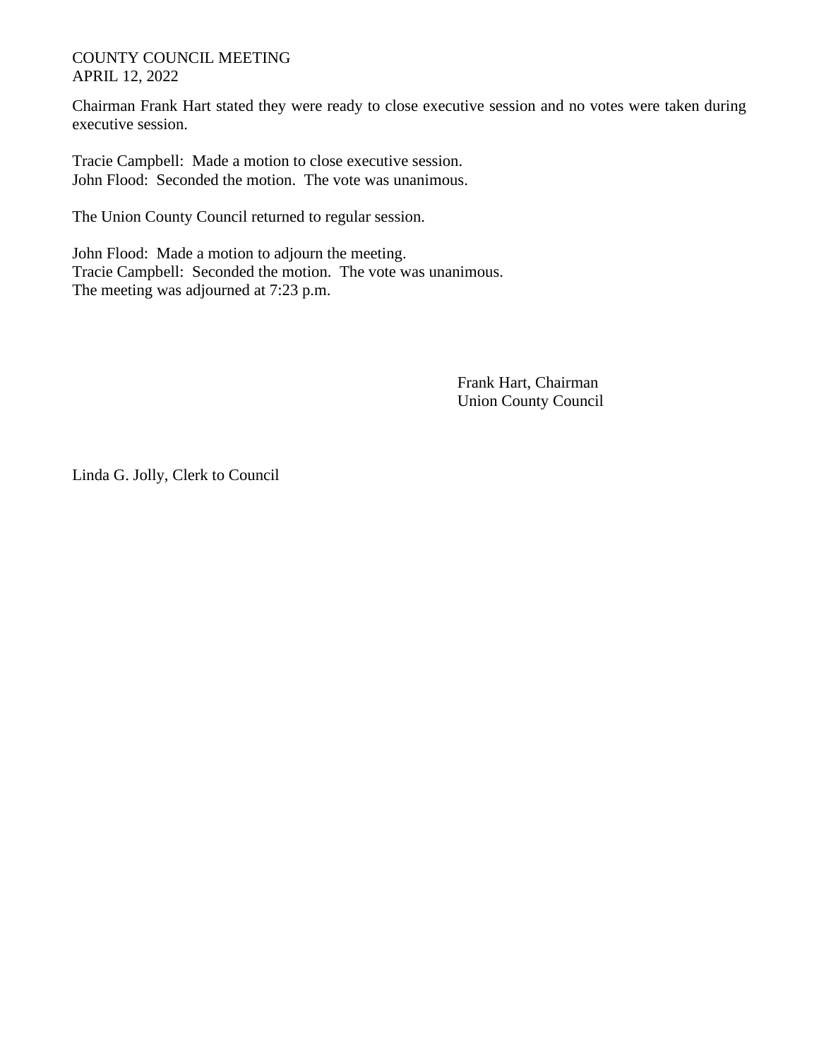COUNTY COUNCIL MEETING
APRIL 12, 2022

Chairman Frank Hart stated they were ready to close executive session and no votes were taken during executive session.

Tracie Campbell: Made a motion to close executive session.
John Flood: Seconded the motion. The vote was unanimous.

The Union County Council returned to regular session.

John Flood: Made a motion to adjourn the meeting.
Tracie Campbell: Seconded the motion. The vote was unanimous.
The meeting was adjourned at 7:23 p.m.

Frank Hart, Chairman
Union County Council

Linda G. Jolly, Clerk to Council